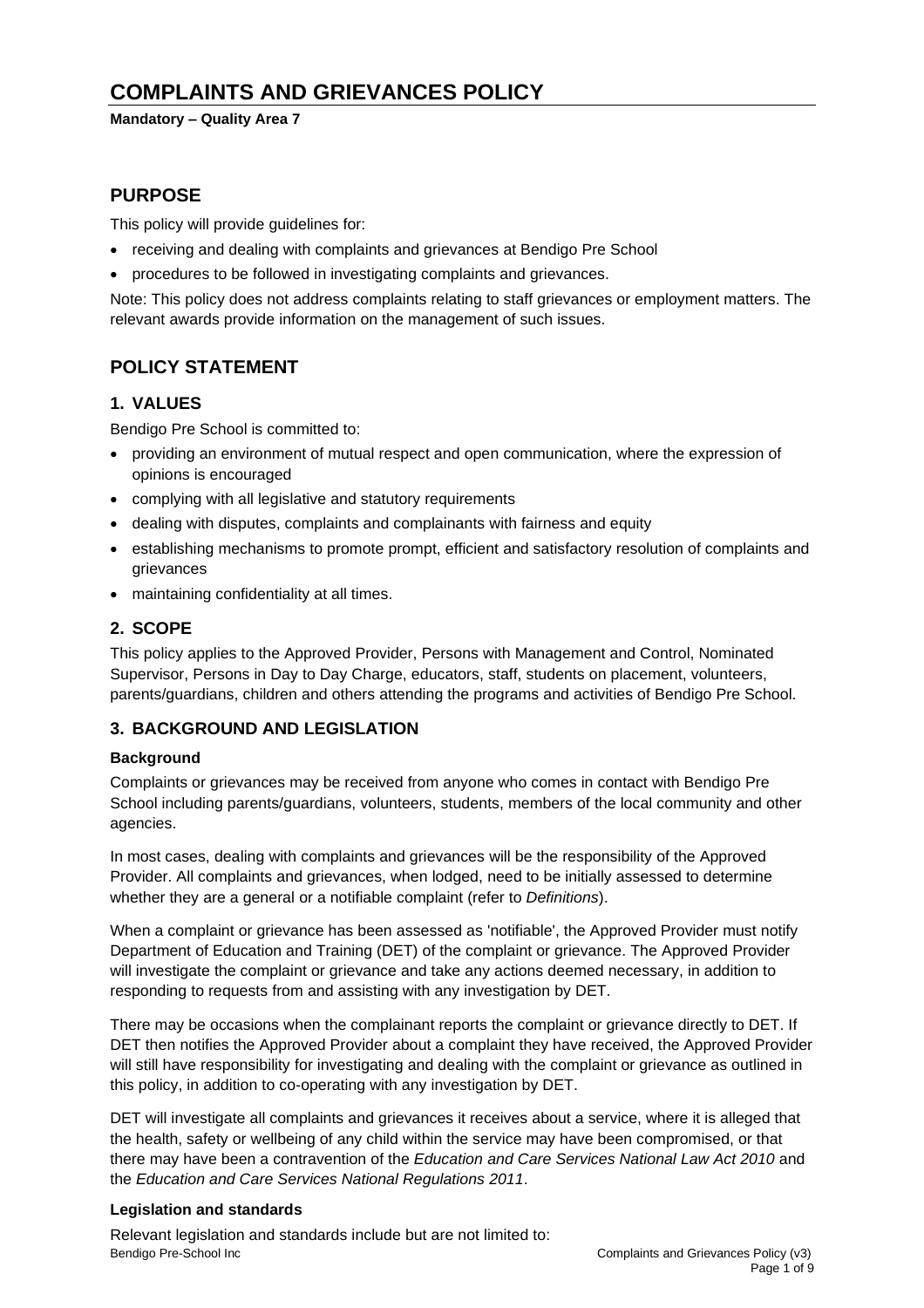# COMPLAINTS AND GRIEVANCES POLICY

**Mandatory – Quality Area 7**

## PURPOSE

This policy will provide guidelines for:

- receiving and dealing with complaints and grievances at Bendigo Pre School
- procedures to be followed in investigating complaints and grievances.

Note: This policy does not address complaints relating to staff grievances or employment matters. The relevant awards provide information on the management of such issues.

## POLICY STATEMENT

### 1. VALUES

Bendigo Pre School is committed to:

- providing an environment of mutual respect and open communication, where the expression of opinions is encouraged
- complying with all legislative and statutory requirements
- dealing with disputes, complaints and complainants with fairness and equity
- establishing mechanisms to promote prompt, efficient and satisfactory resolution of complaints and grievances
- maintaining confidentiality at all times.

### 2. SCOPE

This policy applies to the Approved Provider, Persons with Management and Control, Nominated Supervisor, Persons in Day to Day Charge, educators, staff, students on placement, volunteers, parents/guardians, children and others attending the programs and activities of Bendigo Pre School.

### 3. BACKGROUND AND LEGISLATION

#### Background

Complaints or grievances may be received from anyone who comes in contact with Bendigo Pre School including parents/guardians, volunteers, students, members of the local community and other agencies.

In most cases, dealing with complaints and grievances will be the responsibility of the Approved Provider. All complaints and grievances, when lodged, need to be initially assessed to determine whether they are a general or a notifiable complaint (refer to *Definitions*).

When a complaint or grievance has been assessed as 'notifiable', the Approved Provider must notify Department of Education and Training (DET) of the complaint or grievance. The Approved Provider will investigate the complaint or grievance and take any actions deemed necessary, in addition to responding to requests from and assisting with any investigation by DET.

There may be occasions when the complainant reports the complaint or grievance directly to DET. If DET then notifies the Approved Provider about a complaint they have received, the Approved Provider will still have responsibility for investigating and dealing with the complaint or grievance as outlined in this policy, in addition to co-operating with any investigation by DET.

DET will investigate all complaints and grievances it receives about a service, where it is alleged that the health, safety or wellbeing of any child within the service may have been compromised, or that there may have been a contravention of the *Education and Care Services National Law Act 2010* and the *Education and Care Services National Regulations 2011*.

#### Legislation and standards

Relevant legislation and standards include but are not limited to: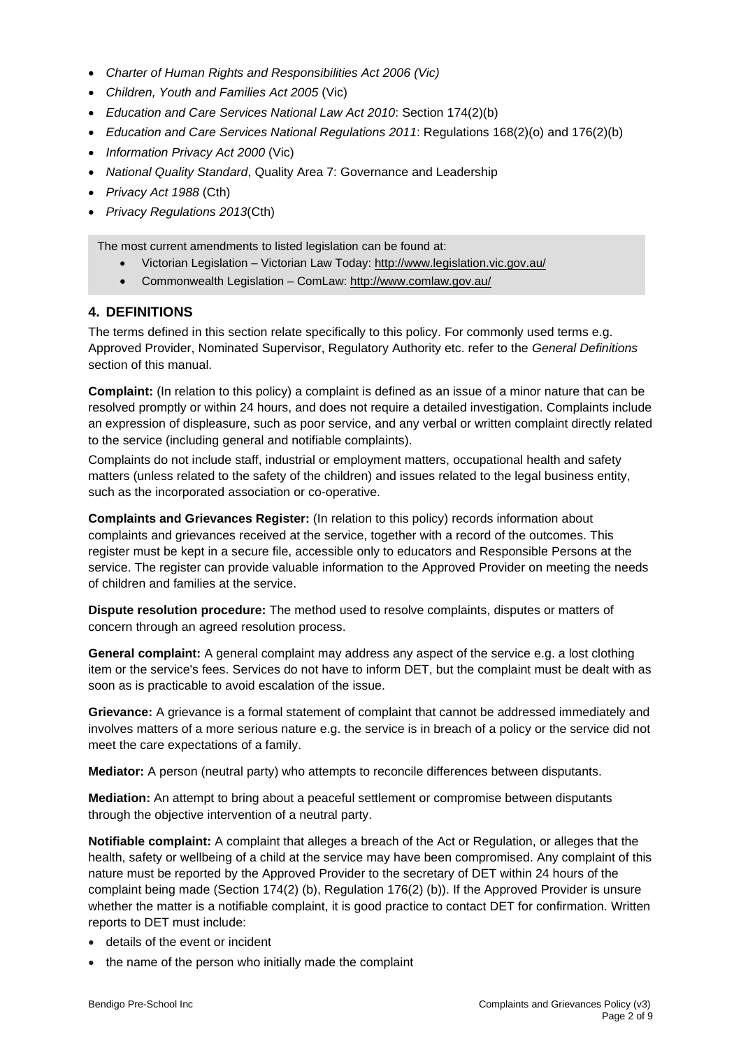- *Charter of Human Rights and Responsibilities Act 2006 (Vic)*
- *Children, Youth and Families Act 2005* (Vic)
- *Education and Care Services National Law Act 2010*: Section 174(2)(b)
- *Education and Care Services National Regulations 2011*: Regulations 168(2)(o) and 176(2)(b)
- *Information Privacy Act 2000* (Vic)
- *National Quality Standard*, Quality Area 7: Governance and Leadership
- *Privacy Act 1988* (Cth)
- *Privacy Regulations 2013*(Cth)

The most current amendments to listed legislation can be found at:

- Victorian Legislation – Victorian Law Today: http://www.legislation.vic.gov.au/
- Commonwealth Legislation – ComLaw: http://www.comlaw.gov.au/

## 4. DEFINITIONS

The terms defined in this section relate specifically to this policy. For commonly used terms e.g. Approved Provider, Nominated Supervisor, Regulatory Authority etc. refer to the *General Definitions* section of this manual.

**Complaint:** (In relation to this policy) a complaint is defined as an issue of a minor nature that can be resolved promptly or within 24 hours, and does not require a detailed investigation. Complaints include an expression of displeasure, such as poor service, and any verbal or written complaint directly related to the service (including general and notifiable complaints).

Complaints do not include staff, industrial or employment matters, occupational health and safety matters (unless related to the safety of the children) and issues related to the legal business entity, such as the incorporated association or co-operative.

**Complaints and Grievances Register:** (In relation to this policy) records information about complaints and grievances received at the service, together with a record of the outcomes. This register must be kept in a secure file, accessible only to educators and Responsible Persons at the service. The register can provide valuable information to the Approved Provider on meeting the needs of children and families at the service.

**Dispute resolution procedure:** The method used to resolve complaints, disputes or matters of concern through an agreed resolution process.

**General complaint:** A general complaint may address any aspect of the service e.g. a lost clothing item or the service's fees. Services do not have to inform DET, but the complaint must be dealt with as soon as is practicable to avoid escalation of the issue.

**Grievance:** A grievance is a formal statement of complaint that cannot be addressed immediately and involves matters of a more serious nature e.g. the service is in breach of a policy or the service did not meet the care expectations of a family.

**Mediator:** A person (neutral party) who attempts to reconcile differences between disputants.

**Mediation:** An attempt to bring about a peaceful settlement or compromise between disputants through the objective intervention of a neutral party.

**Notifiable complaint:** A complaint that alleges a breach of the Act or Regulation, or alleges that the health, safety or wellbeing of a child at the service may have been compromised. Any complaint of this nature must be reported by the Approved Provider to the secretary of DET within 24 hours of the complaint being made (Section 174(2) (b), Regulation 176(2) (b)). If the Approved Provider is unsure whether the matter is a notifiable complaint, it is good practice to contact DET for confirmation. Written reports to DET must include:

- details of the event or incident
- the name of the person who initially made the complaint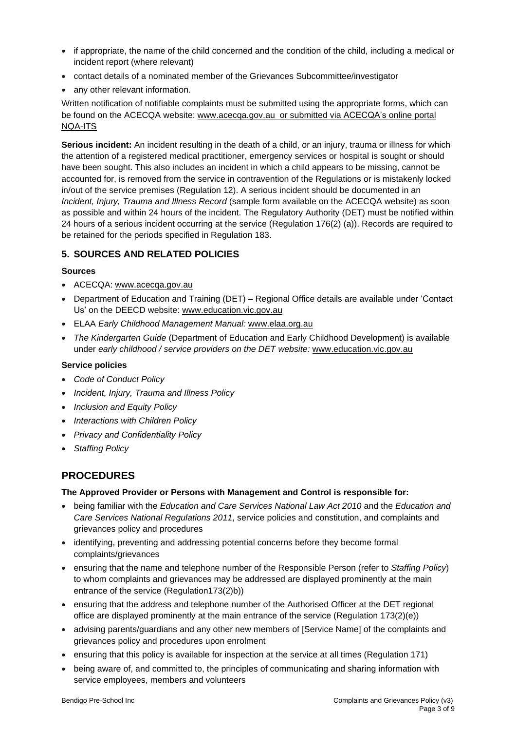- if appropriate, the name of the child concerned and the condition of the child, including a medical or incident report (where relevant)
- contact details of a nominated member of the Grievances Subcommittee/investigator
- any other relevant information.

Written notification of notifiable complaints must be submitted using the appropriate forms, which can be found on the ACECQA website: www.acecqa.gov.au or submitted via ACECQA's online portal NQA-ITS

**Serious incident:** An incident resulting in the death of a child, or an injury, trauma or illness for which the attention of a registered medical practitioner, emergency services or hospital is sought or should have been sought. This also includes an incident in which a child appears to be missing, cannot be accounted for, is removed from the service in contravention of the Regulations or is mistakenly locked in/out of the service premises (Regulation 12). A serious incident should be documented in an *Incident, Injury, Trauma and Illness Record* (sample form available on the ACECQA website) as soon as possible and within 24 hours of the incident. The Regulatory Authority (DET) must be notified within 24 hours of a serious incident occurring at the service (Regulation 176(2) (a)). Records are required to be retained for the periods specified in Regulation 183.

## 5. SOURCES AND RELATED POLICIES

### Sources

- ACECQA: www.acecqa.gov.au
- Department of Education and Training (DET) – Regional Office details are available under 'Contact Us' on the DEECD website: www.education.vic.gov.au
- ELAA *Early Childhood Management Manual:* www.elaa.org.au
- *The Kindergarten Guide* (Department of Education and Early Childhood Development) is available under *early childhood / service providers on the DET website:* www.education.vic.gov.au

### Service policies

- *Code of Conduct Policy*
- *Incident, Injury, Trauma and Illness Policy*
- *Inclusion and Equity Policy*
- *Interactions with Children Policy*
- *Privacy and Confidentiality Policy*
- *Staffing Policy*

# PROCEDURES

**The Approved Provider or Persons with Management and Control is responsible for:**

- being familiar with the *Education and Care Services National Law Act 2010* and the *Education and Care Services National Regulations 2011*, service policies and constitution, and complaints and grievances policy and procedures
- identifying, preventing and addressing potential concerns before they become formal complaints/grievances
- ensuring that the name and telephone number of the Responsible Person (refer to *Staffing Policy*) to whom complaints and grievances may be addressed are displayed prominently at the main entrance of the service (Regulation173(2)b))
- ensuring that the address and telephone number of the Authorised Officer at the DET regional office are displayed prominently at the main entrance of the service (Regulation 173(2)(e))
- advising parents/guardians and any other new members of [Service Name] of the complaints and grievances policy and procedures upon enrolment
- ensuring that this policy is available for inspection at the service at all times (Regulation 171)
- being aware of, and committed to, the principles of communicating and sharing information with service employees, members and volunteers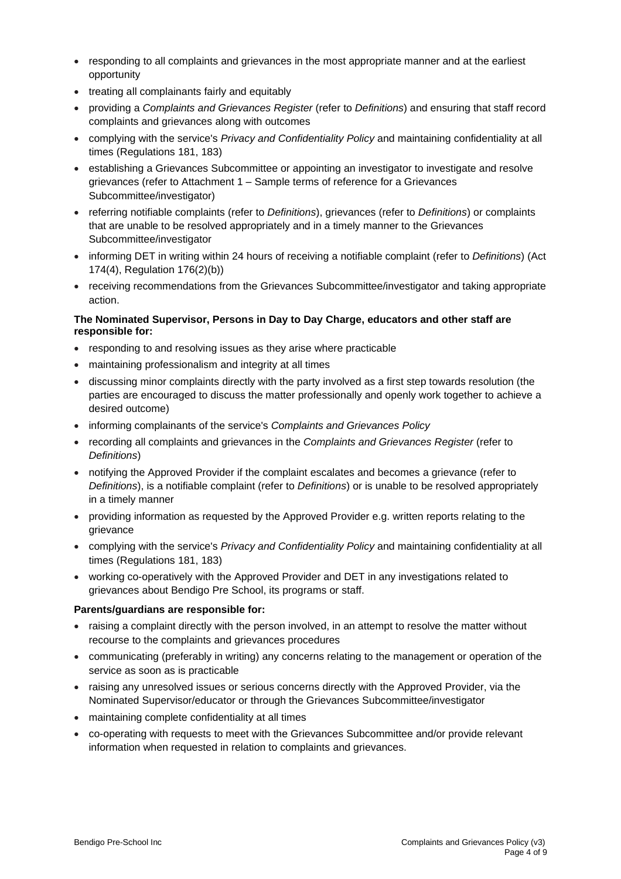- responding to all complaints and grievances in the most appropriate manner and at the earliest opportunity
- treating all complainants fairly and equitably
- providing a *Complaints and Grievances Register* (refer to *Definitions*) and ensuring that staff record complaints and grievances along with outcomes
- complying with the service's *Privacy and Confidentiality Policy* and maintaining confidentiality at all times (Regulations 181, 183)
- establishing a Grievances Subcommittee or appointing an investigator to investigate and resolve grievances (refer to Attachment 1 – Sample terms of reference for a Grievances Subcommittee/investigator)
- referring notifiable complaints (refer to *Definitions*), grievances (refer to *Definitions*) or complaints that are unable to be resolved appropriately and in a timely manner to the Grievances Subcommittee/investigator
- informing DET in writing within 24 hours of receiving a notifiable complaint (refer to *Definitions*) (Act 174(4), Regulation 176(2)(b))
- receiving recommendations from the Grievances Subcommittee/investigator and taking appropriate action.

**The Nominated Supervisor, Persons in Day to Day Charge, educators and other staff are responsible for:**

- responding to and resolving issues as they arise where practicable
- maintaining professionalism and integrity at all times
- discussing minor complaints directly with the party involved as a first step towards resolution (the parties are encouraged to discuss the matter professionally and openly work together to achieve a desired outcome)
- informing complainants of the service's *Complaints and Grievances Policy*
- recording all complaints and grievances in the *Complaints and Grievances Register* (refer to *Definitions*)
- notifying the Approved Provider if the complaint escalates and becomes a grievance (refer to *Definitions*), is a notifiable complaint (refer to *Definitions*) or is unable to be resolved appropriately in a timely manner
- providing information as requested by the Approved Provider e.g. written reports relating to the grievance
- complying with the service's *Privacy and Confidentiality Policy* and maintaining confidentiality at all times (Regulations 181, 183)
- working co-operatively with the Approved Provider and DET in any investigations related to grievances about Bendigo Pre School, its programs or staff.

**Parents/guardians are responsible for:**

- raising a complaint directly with the person involved, in an attempt to resolve the matter without recourse to the complaints and grievances procedures
- communicating (preferably in writing) any concerns relating to the management or operation of the service as soon as is practicable
- raising any unresolved issues or serious concerns directly with the Approved Provider, via the Nominated Supervisor/educator or through the Grievances Subcommittee/investigator
- maintaining complete confidentiality at all times
- co-operating with requests to meet with the Grievances Subcommittee and/or provide relevant information when requested in relation to complaints and grievances.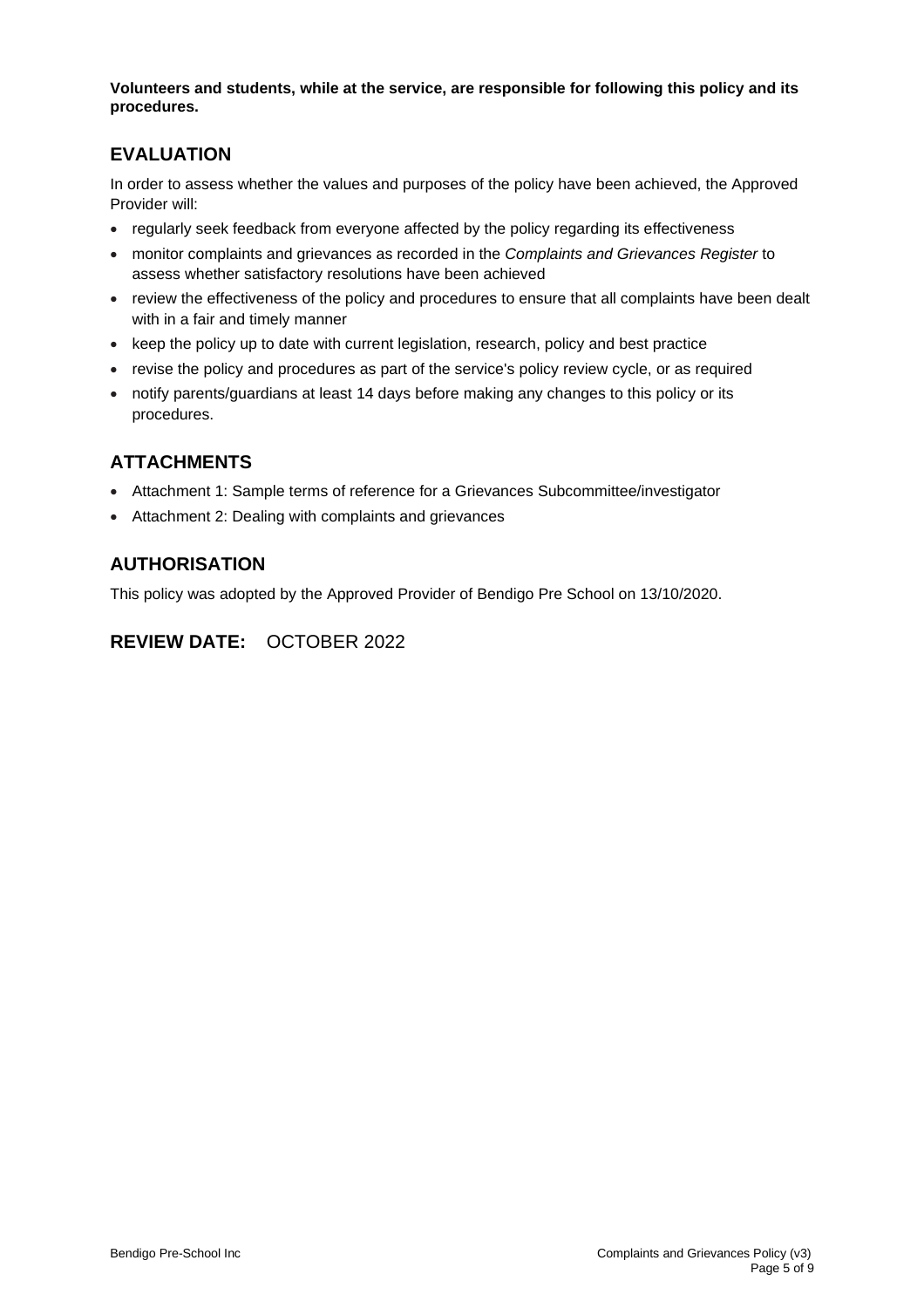**Volunteers and students, while at the service, are responsible for following this policy and its procedures.**

## EVALUATION

In order to assess whether the values and purposes of the policy have been achieved, the Approved Provider will:

- regularly seek feedback from everyone affected by the policy regarding its effectiveness
- monitor complaints and grievances as recorded in the *Complaints and Grievances Register* to assess whether satisfactory resolutions have been achieved
- review the effectiveness of the policy and procedures to ensure that all complaints have been dealt with in a fair and timely manner
- keep the policy up to date with current legislation, research, policy and best practice
- revise the policy and procedures as part of the service's policy review cycle, or as required
- notify parents/guardians at least 14 days before making any changes to this policy or its procedures.

## ATTACHMENTS

- Attachment 1: Sample terms of reference for a Grievances Subcommittee/investigator
- Attachment 2: Dealing with complaints and grievances

## AUTHORISATION

This policy was adopted by the Approved Provider of Bendigo Pre School on 13/10/2020.

## REVIEW DATE: OCTOBER 2022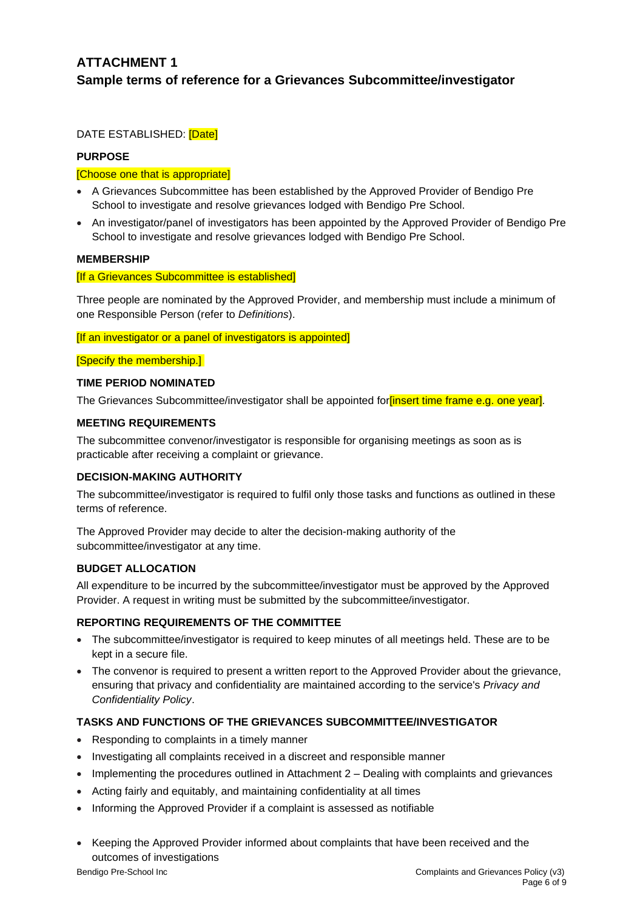# ATTACHMENT 1

## Sample terms of reference for a Grievances Subcommittee/investigator

DATE ESTABLISHED: [Date]

**PURPOSE**

[Choose one that is appropriate]

- A Grievances Subcommittee has been established by the Approved Provider of Bendigo Pre School to investigate and resolve grievances lodged with Bendigo Pre School.
- An investigator/panel of investigators has been appointed by the Approved Provider of Bendigo Pre School to investigate and resolve grievances lodged with Bendigo Pre School.

**MEMBERSHIP**

[If a Grievances Subcommittee is established]

Three people are nominated by the Approved Provider, and membership must include a minimum of one Responsible Person (refer to *Definitions*).

[If an investigator or a panel of investigators is appointed]

[Specify the membership.]

**TIME PERIOD NOMINATED**

The Grievances Subcommittee/investigator shall be appointed for[insert time frame e.g. one year].

**MEETING REQUIREMENTS**

The subcommittee convenor/investigator is responsible for organising meetings as soon as is practicable after receiving a complaint or grievance.

**DECISION-MAKING AUTHORITY**

The subcommittee/investigator is required to fulfil only those tasks and functions as outlined in these terms of reference.

The Approved Provider may decide to alter the decision-making authority of the subcommittee/investigator at any time.

**BUDGET ALLOCATION**

All expenditure to be incurred by the subcommittee/investigator must be approved by the Approved Provider. A request in writing must be submitted by the subcommittee/investigator.

**REPORTING REQUIREMENTS OF THE COMMITTEE**

- The subcommittee/investigator is required to keep minutes of all meetings held. These are to be kept in a secure file.
- The convenor is required to present a written report to the Approved Provider about the grievance, ensuring that privacy and confidentiality are maintained according to the service's *Privacy and Confidentiality Policy*.

**TASKS AND FUNCTIONS OF THE GRIEVANCES SUBCOMMITTEE/INVESTIGATOR**

- Responding to complaints in a timely manner
- Investigating all complaints received in a discreet and responsible manner
- Implementing the procedures outlined in Attachment 2 – Dealing with complaints and grievances
- Acting fairly and equitably, and maintaining confidentiality at all times
- Informing the Approved Provider if a complaint is assessed as notifiable
- Keeping the Approved Provider informed about complaints that have been received and the outcomes of investigations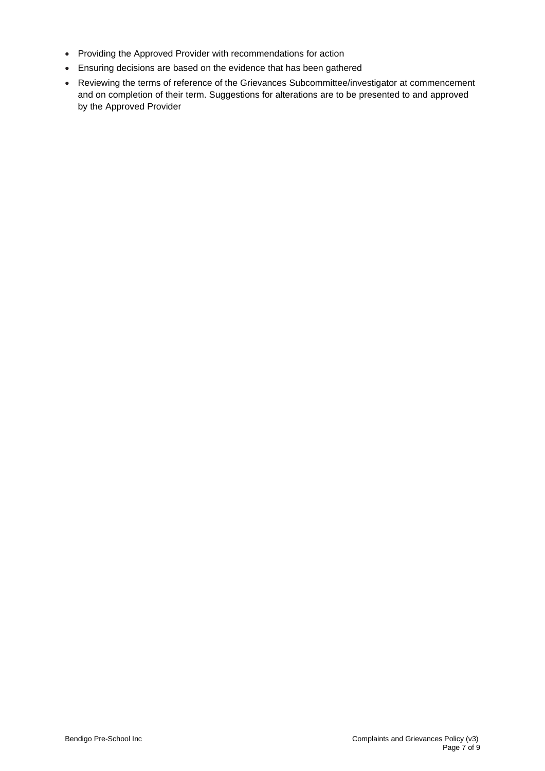- Providing the Approved Provider with recommendations for action
- Ensuring decisions are based on the evidence that has been gathered
- Reviewing the terms of reference of the Grievances Subcommittee/investigator at commencement and on completion of their term. Suggestions for alterations are to be presented to and approved by the Approved Provider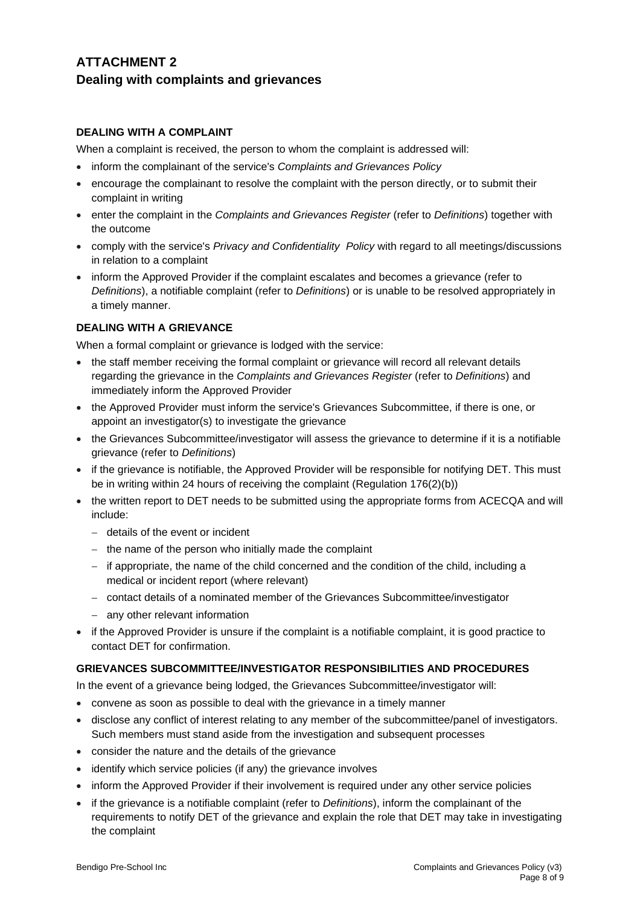# ATTACHMENT 2
## Dealing with complaints and grievances

### DEALING WITH A COMPLAINT

When a complaint is received, the person to whom the complaint is addressed will:

- inform the complainant of the service's *Complaints and Grievances Policy*
- encourage the complainant to resolve the complaint with the person directly, or to submit their complaint in writing
- enter the complaint in the *Complaints and Grievances Register* (refer to *Definitions*) together with the outcome
- comply with the service's *Privacy and Confidentiality Policy* with regard to all meetings/discussions in relation to a complaint
- inform the Approved Provider if the complaint escalates and becomes a grievance (refer to *Definitions*), a notifiable complaint (refer to *Definitions*) or is unable to be resolved appropriately in a timely manner.

### DEALING WITH A GRIEVANCE

When a formal complaint or grievance is lodged with the service:

- the staff member receiving the formal complaint or grievance will record all relevant details regarding the grievance in the *Complaints and Grievances Register* (refer to *Definitions*) and immediately inform the Approved Provider
- the Approved Provider must inform the service's Grievances Subcommittee, if there is one, or appoint an investigator(s) to investigate the grievance
- the Grievances Subcommittee/investigator will assess the grievance to determine if it is a notifiable grievance (refer to *Definitions*)
- if the grievance is notifiable, the Approved Provider will be responsible for notifying DET. This must be in writing within 24 hours of receiving the complaint (Regulation 176(2)(b))
- the written report to DET needs to be submitted using the appropriate forms from ACECQA and will include:
  - details of the event or incident
  - the name of the person who initially made the complaint
  - if appropriate, the name of the child concerned and the condition of the child, including a medical or incident report (where relevant)
  - contact details of a nominated member of the Grievances Subcommittee/investigator
  - any other relevant information
- if the Approved Provider is unsure if the complaint is a notifiable complaint, it is good practice to contact DET for confirmation.

### GRIEVANCES SUBCOMMITTEE/INVESTIGATOR RESPONSIBILITIES AND PROCEDURES

In the event of a grievance being lodged, the Grievances Subcommittee/investigator will:

- convene as soon as possible to deal with the grievance in a timely manner
- disclose any conflict of interest relating to any member of the subcommittee/panel of investigators. Such members must stand aside from the investigation and subsequent processes
- consider the nature and the details of the grievance
- identify which service policies (if any) the grievance involves
- inform the Approved Provider if their involvement is required under any other service policies
- if the grievance is a notifiable complaint (refer to *Definitions*), inform the complainant of the requirements to notify DET of the grievance and explain the role that DET may take in investigating the complaint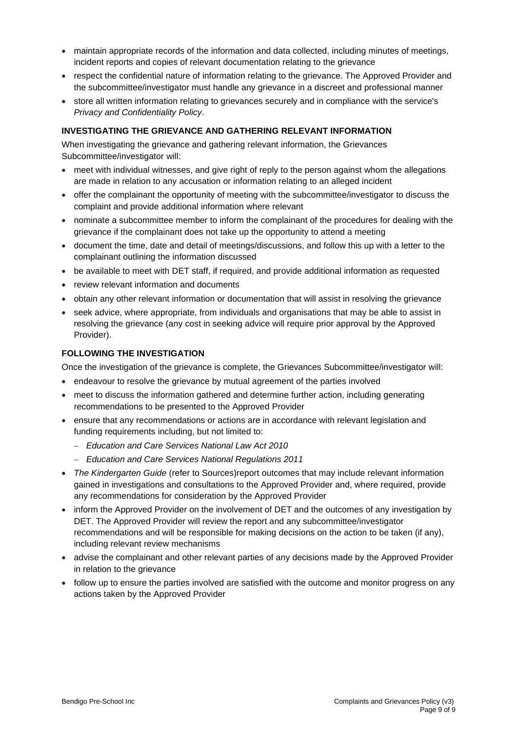- maintain appropriate records of the information and data collected, including minutes of meetings, incident reports and copies of relevant documentation relating to the grievance
- respect the confidential nature of information relating to the grievance. The Approved Provider and the subcommittee/investigator must handle any grievance in a discreet and professional manner
- store all written information relating to grievances securely and in compliance with the service's *Privacy and Confidentiality Policy*.

**INVESTIGATING THE GRIEVANCE AND GATHERING RELEVANT INFORMATION**

When investigating the grievance and gathering relevant information, the Grievances Subcommittee/investigator will:

- meet with individual witnesses, and give right of reply to the person against whom the allegations are made in relation to any accusation or information relating to an alleged incident
- offer the complainant the opportunity of meeting with the subcommittee/investigator to discuss the complaint and provide additional information where relevant
- nominate a subcommittee member to inform the complainant of the procedures for dealing with the grievance if the complainant does not take up the opportunity to attend a meeting
- document the time, date and detail of meetings/discussions, and follow this up with a letter to the complainant outlining the information discussed
- be available to meet with DET staff, if required, and provide additional information as requested
- review relevant information and documents
- obtain any other relevant information or documentation that will assist in resolving the grievance
- seek advice, where appropriate, from individuals and organisations that may be able to assist in resolving the grievance (any cost in seeking advice will require prior approval by the Approved Provider).

**FOLLOWING THE INVESTIGATION**

Once the investigation of the grievance is complete, the Grievances Subcommittee/investigator will:

- endeavour to resolve the grievance by mutual agreement of the parties involved
- meet to discuss the information gathered and determine further action, including generating recommendations to be presented to the Approved Provider
- ensure that any recommendations or actions are in accordance with relevant legislation and funding requirements including, but not limited to:
  - *Education and Care Services National Law Act 2010*
  - *Education and Care Services National Regulations 2011*
- *The Kindergarten Guide* (refer to Sources)report outcomes that may include relevant information gained in investigations and consultations to the Approved Provider and, where required, provide any recommendations for consideration by the Approved Provider
- inform the Approved Provider on the involvement of DET and the outcomes of any investigation by DET. The Approved Provider will review the report and any subcommittee/investigator recommendations and will be responsible for making decisions on the action to be taken (if any), including relevant review mechanisms
- advise the complainant and other relevant parties of any decisions made by the Approved Provider in relation to the grievance
- follow up to ensure the parties involved are satisfied with the outcome and monitor progress on any actions taken by the Approved Provider